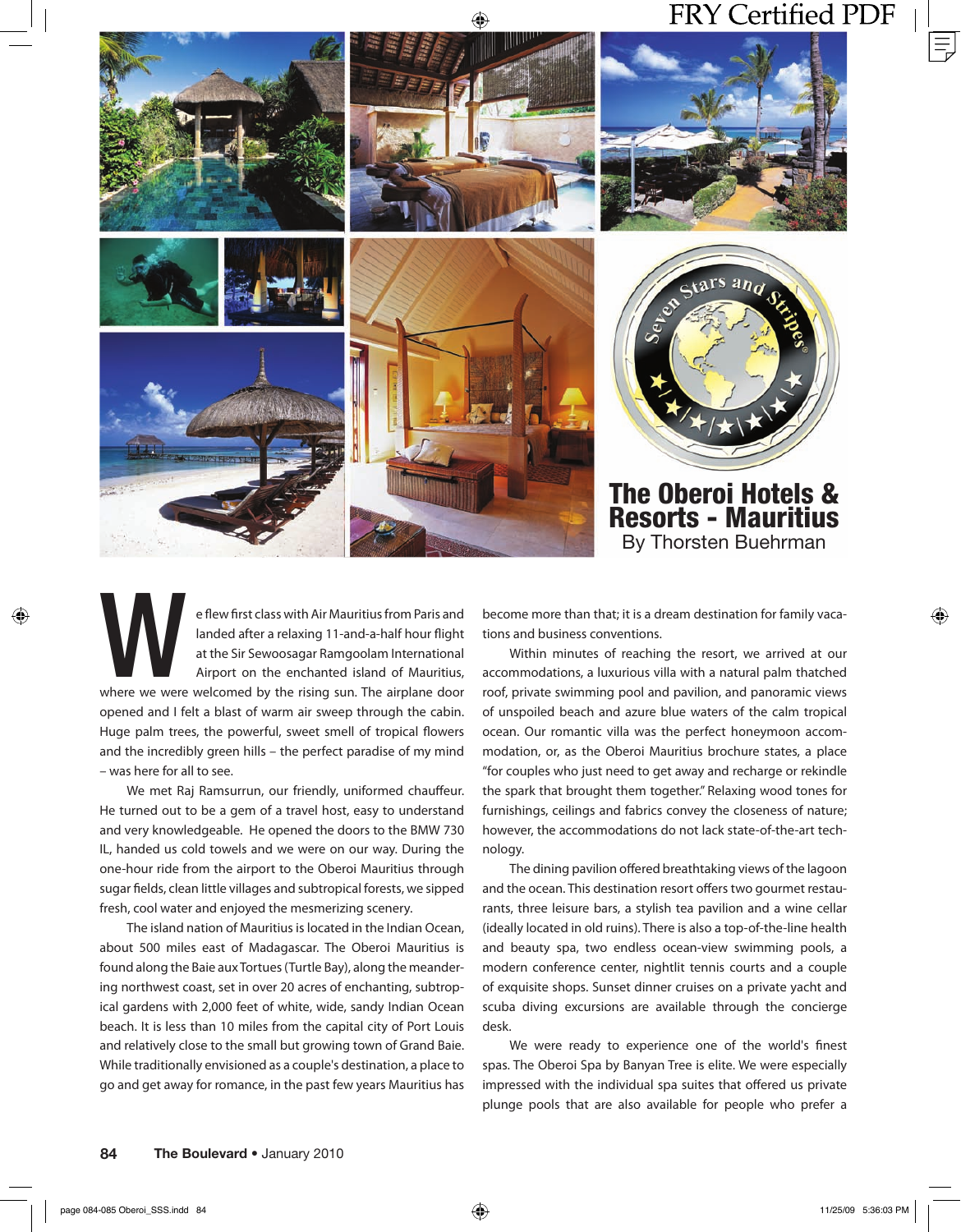# The Oberoi Hotels & Resorts - Mauritius

By Thorsten Buehrman

We flew first class with Air Mauritius from Paris and landed after a relaxing 11-and-a-half hour flight at the Sir Sewoosagar Ramgoolam International Airport on the enchanted island of Mauritius, where we were welcomed by the rising sun. The airplane door opened and I felt a blast of warm air sweep through the cabin. Huge palm trees, the powerful, sweet smell of tropical flowers and the incredibly green hills – the perfect paradise of my mind – was here for all to see.

We met Raj Ramsurrun, our friendly, uniformed chauffeur. He turned out to be a gem of a travel host, easy to understand and very knowledgeable. He opened the doors to the BMW 730 IL, handed us cold towels and we were on our way. During the one-hour ride from the airport to the Oberoi Mauritius through sugar fields, clean little villages and subtropical forests, we sipped fresh, cool water and enjoyed the mesmerizing scenery.

The island nation of Mauritius is located in the Indian Ocean, about 500 miles east of Madagascar. The Oberoi Mauritius is found along the Baie aux Tortues (Turtle Bay), along the meandering northwest coast, set in over 20 acres of enchanting, subtropical gardens with 2,000 feet of white, wide, sandy Indian Ocean beach. It is less than 10 miles from the capital city of Port Louis and relatively close to the small but growing town of Grand Baie. While traditionally envisioned as a couple's destination, a place to go and get away for romance, in the past few years Mauritius has become more than that; it is a dream destination for family vacations and business conventions.

Within minutes of reaching the resort, we arrived at our accommodations, a luxurious villa with a natural palm thatched roof, private swimming pool and pavilion, and panoramic views of unspoiled beach and azure blue waters of the calm tropical ocean. Our romantic villa was the perfect honeymoon accommodation, or, as the Oberoi Mauritius brochure states, a place "for couples who just need to get away and recharge or rekindle the spark that brought them together." Relaxing wood tones for furnishings, ceilings and fabrics convey the closeness of nature; however, the accommodations do not lack state-of-the-art technology.

The dining pavilion offered breathtaking views of the lagoon and the ocean. This destination resort offers two gourmet restaurants, three leisure bars, a stylish tea pavilion and a wine cellar (ideally located in old ruins). There is also a top-of-the-line health and beauty spa, two endless ocean-view swimming pools, a modern conference center, nightlit tennis courts and a couple of exquisite shops. Sunset dinner cruises on a private yacht and scuba diving excursions are available through the concierge desk.

We were ready to experience one of the world's finest spas. The Oberoi Spa by Banyan Tree is elite. We were especially impressed with the individual spa suites that offered us private plunge pools that are also available for people who prefer a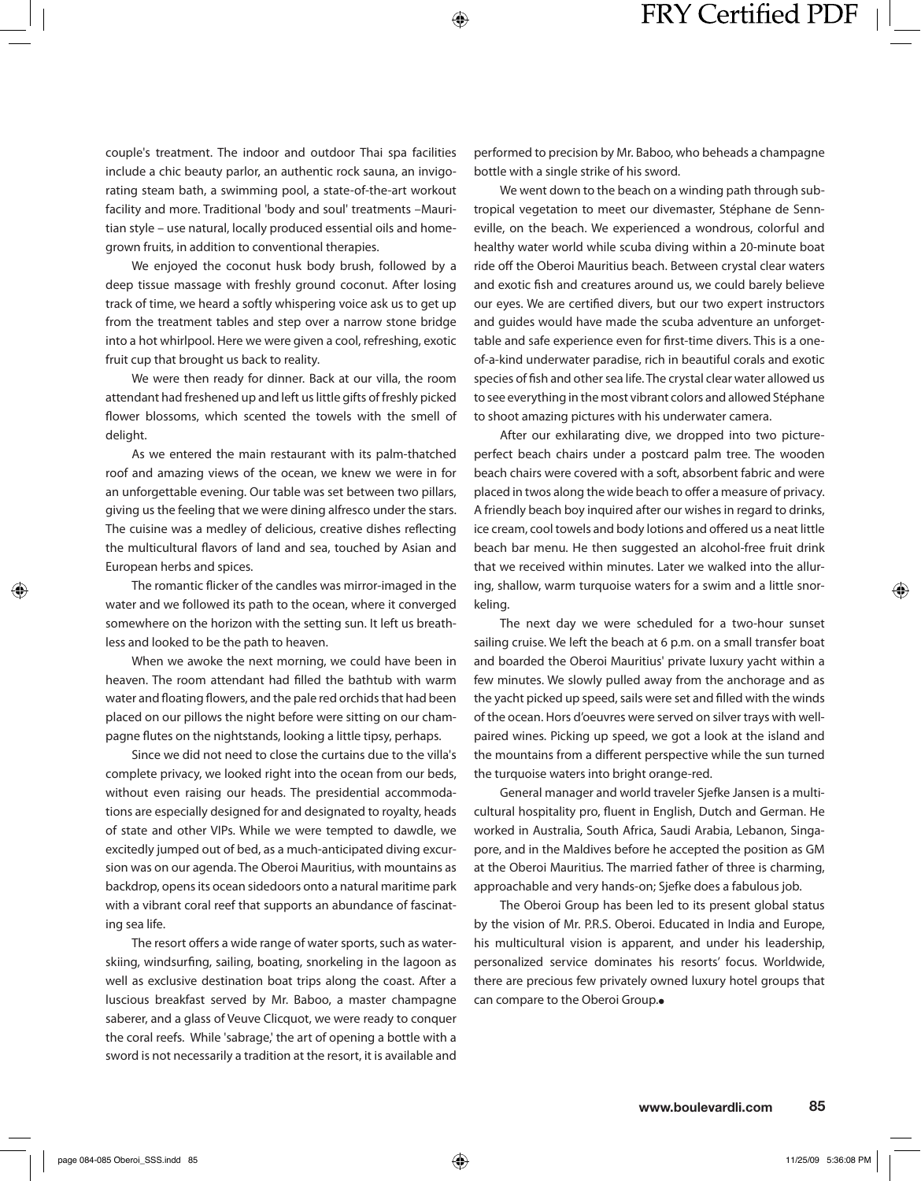couple's treatment. The indoor and outdoor Thai spa facilities include a chic beauty parlor, an authentic rock sauna, an invigorating steam bath, a swimming pool, a state-of-the-art workout facility and more. Traditional 'body and soul' treatments –Mauritian style – use natural, locally produced essential oils and home-grown fruits, in addition to conventional therapies.

We enjoyed the coconut husk body brush, followed by a deep tissue massage with freshly ground coconut. After losing track of time, we heard a softly whispering voice ask us to get up from the treatment tables and step over a narrow stone bridge into a hot whirlpool. Here we were given a cool, refreshing, exotic fruit cup that brought us back to reality.

We were then ready for dinner. Back at our villa, the room attendant had freshened up and left us little gifts of freshly picked flower blossoms, which scented the towels with the smell of delight.

As we entered the main restaurant with its palm-thatched roof and amazing views of the ocean, we knew we were in for an unforgettable evening. Our table was set between two pillars, giving us the feeling that we were dining alfresco under the stars. The cuisine was a medley of delicious, creative dishes reflecting the multicultural flavors of land and sea, touched by Asian and European herbs and spices.

The romantic flicker of the candles was mirror-imaged in the water and we followed its path to the ocean, where it converged somewhere on the horizon with the setting sun. It left us breathless and looked to be the path to heaven.

When we awoke the next morning, we could have been in heaven. The room attendant had filled the bathtub with warm water and floating flowers, and the pale red orchids that had been placed on our pillows the night before were sitting on our champagne flutes on the nightstands, looking a little tipsy, perhaps.

Since we did not need to close the curtains due to the villa's complete privacy, we looked right into the ocean from our beds, without even raising our heads. The presidential accommodations are especially designed for and designated to royalty, heads of state and other VIPs. While we were tempted to dawdle, we excitedly jumped out of bed, as a much-anticipated diving excursion was on our agenda. The Oberoi Mauritius, with mountains as backdrop, opens its ocean sidedoors onto a natural maritime park with a vibrant coral reef that supports an abundance of fascinating sea life.

The resort offers a wide range of water sports, such as water-skiing, windsurfing, sailing, boating, snorkeling in the lagoon as well as exclusive destination boat trips along the coast. After a luscious breakfast served by Mr. Baboo, a master champagne saberer, and a glass of Veuve Clicquot, we were ready to conquer the coral reefs. While 'sabrage,' the art of opening a bottle with a sword is not necessarily a tradition at the resort, it is available and performed to precision by Mr. Baboo, who beheads a champagne bottle with a single strike of his sword.

We went down to the beach on a winding path through sub-tropical vegetation to meet our divemaster, Stéphane de Senneville, on the beach. We experienced a wondrous, colorful and healthy water world while scuba diving within a 20-minute boat ride off the Oberoi Mauritius beach. Between crystal clear waters and exotic fish and creatures around us, we could barely believe our eyes. We are certified divers, but our two expert instructors and guides would have made the scuba adventure an unforgettable and safe experience even for first-time divers. This is a one-of-a-kind underwater paradise, rich in beautiful corals and exotic species of fish and other sea life. The crystal clear water allowed us to see everything in the most vibrant colors and allowed Stéphane to shoot amazing pictures with his underwater camera.

After our exhilarating dive, we dropped into two picture-perfect beach chairs under a postcard palm tree. The wooden beach chairs were covered with a soft, absorbent fabric and were placed in twos along the wide beach to offer a measure of privacy. A friendly beach boy inquired after our wishes in regard to drinks, ice cream, cool towels and body lotions and offered us a neat little beach bar menu. He then suggested an alcohol-free fruit drink that we received within minutes. Later we walked into the alluring, shallow, warm turquoise waters for a swim and a little snorkeling.

The next day we were scheduled for a two-hour sunset sailing cruise. We left the beach at 6 p.m. on a small transfer boat and boarded the Oberoi Mauritius' private luxury yacht within a few minutes. We slowly pulled away from the anchorage and as the yacht picked up speed, sails were set and filled with the winds of the ocean. Hors d'oeuvres were served on silver trays with well-paired wines. Picking up speed, we got a look at the island and the mountains from a different perspective while the sun turned the turquoise waters into bright orange-red.

General manager and world traveler Sjefke Jansen is a multicultural hospitality pro, fluent in English, Dutch and German. He worked in Australia, South Africa, Saudi Arabia, Lebanon, Singapore, and in the Maldives before he accepted the position as GM at the Oberoi Mauritius. The married father of three is charming, approachable and very hands-on; Sjefke does a fabulous job.

The Oberoi Group has been led to its present global status by the vision of Mr. P.R.S. Oberoi. Educated in India and Europe, his multicultural vision is apparent, and under his leadership, personalized service dominates his resorts' focus. Worldwide, there are precious few privately owned luxury hotel groups that can compare to the Oberoi Group.